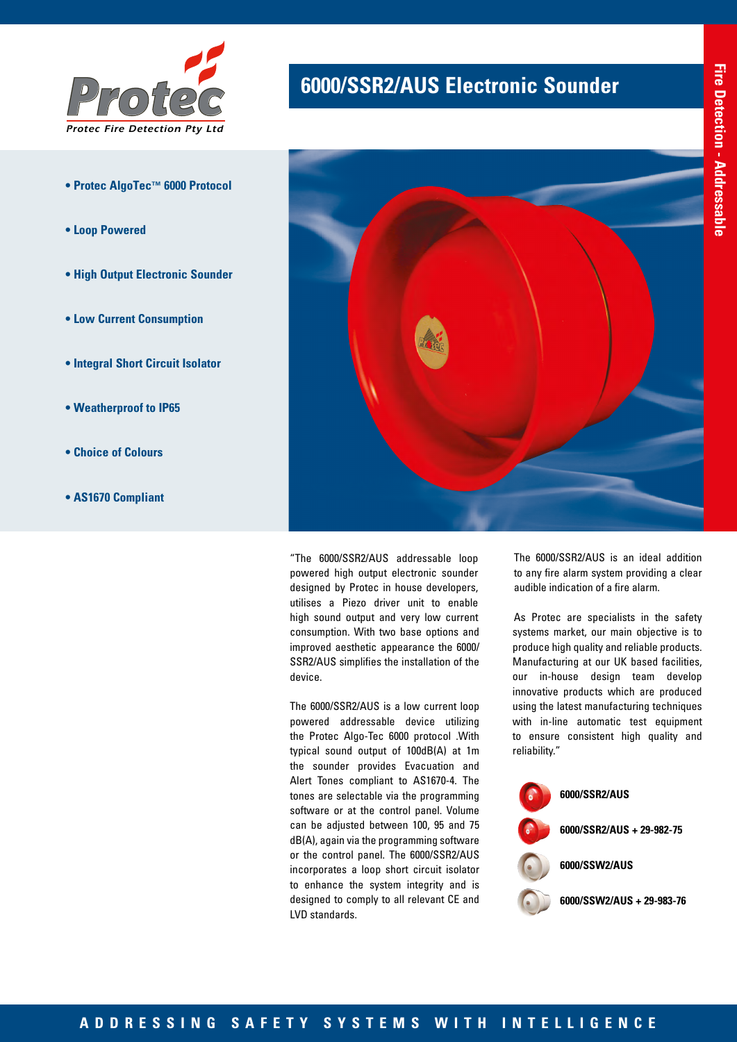Protec

*Protec Fire Detection Pty Ltd*

# 6000/SSR2/AUS Electronic Sounder

Fire Detection - Addressable

- **Protec AlgoTec™ 6000 Protocol**
- **Loop Powered**
- **High Output Electronic Sounder**
- **Low Current Consumption**
- **Integral Short Circuit Isolator**
- **Weatherproof to IP65**
- **Choice of Colours**
- **AS1670 Compliant**

"The 6000/SSR2/AUS addressable loop powered high output electronic sounder designed by Protec in house developers, utilises a Piezo driver unit to enable high sound output and very low current consumption. With two base options and improved aesthetic appearance the 6000/SSR2/AUS simplifies the installation of the device.

The 6000/SSR2/AUS is a low current loop powered addressable device utilizing the Protec Algo-Tec 6000 protocol .With typical sound output of 100dB(A) at 1m the sounder provides Evacuation and Alert Tones compliant to AS1670-4. The tones are selectable via the programming software or at the control panel. Volume can be adjusted between 100, 95 and 75 dB(A), again via the programming software or the control panel. The 6000/SSR2/AUS incorporates a loop short circuit isolator to enhance the system integrity and is designed to comply to all relevant CE and LVD standards.

The 6000/SSR2/AUS is an ideal addition to any fire alarm system providing a clear audible indication of a fire alarm.

As Protec are specialists in the safety systems market, our main objective is to produce high quality and reliable products. Manufacturing at our UK based facilities, our in-house design team develop innovative products which are produced using the latest manufacturing techniques with in-line automatic test equipment to ensure consistent high quality and reliability."

**6000/SSR2/AUS**

**6000/SSR2/AUS + 29-982-75**

**6000/SSW2/AUS**

**6000/SSW2/AUS + 29-983-76**

ADDRESSING SAFETY SYSTEMS WITH INTELLIGENCE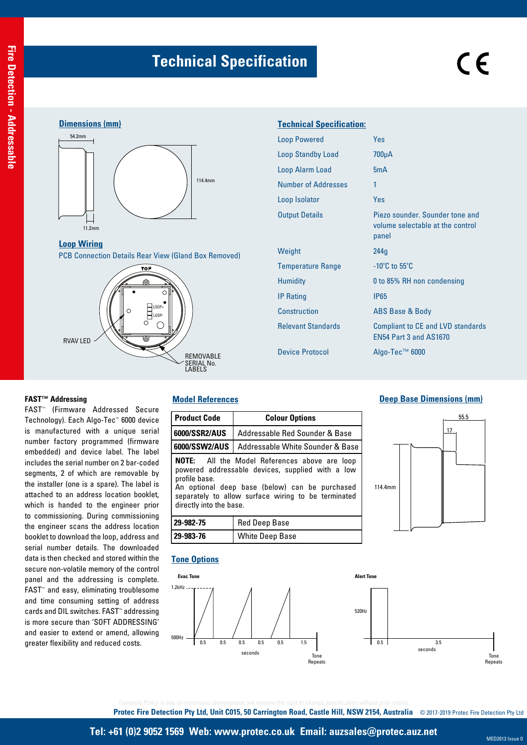# Technical Specification

## Dimensions (mm)

54.2mm

114.4mm

11.2mm

## Loop Wiring

PCB Connection Details Rear View (Gland Box Removed)

TOP

LOOP+

LOOP-

RVAV LED

REMOVABLE SERIAL No. LABELS

## Technical Specification:

| | |
|---|---|
| Loop Powered | Yes |
| Loop Standby Load | 700µA |
| Loop Alarm Load | 5mA |
| Number of Addresses | 1 |
| Loop Isolator | Yes |
| Output Details | Piezo sounder. Sounder tone and volume selectable at the control panel |
| Weight | 244g |
| Temperature Range | -10°C to 55°C |
| Humidity | 0 to 85% RH non condensing |
| IP Rating | IP65 |
| Construction | ABS Base & Body |
| Relevant Standards | Compliant to CE and LVD standards EN54 Part 3 and AS1670 |
| Device Protocol | Algo-Tec™ 6000 |

**FAST™ Addressing**

FAST™ (Firmware Addressed Secure Technology). Each Algo-Tec™ 6000 device is manufactured with a unique serial number factory programmed (firmware embedded) and device label. The label includes the serial number on 2 bar-coded segments, 2 of which are removable by the installer (one is a spare). The label is attached to an address location booklet, which is handed to the engineer prior to commissioning. During commissioning the engineer scans the address location booklet to download the loop, address and serial number details. The downloaded data is then checked and stored within the secure non-volatile memory of the control panel and the addressing is complete. FAST™ and easy, eliminating troublesome and time consuming setting of address cards and DIL switches. FAST™ addressing is more secure than 'SOFT ADDRESSING' and easier to extend or amend, allowing greater flexibility and reduced costs.

## Model References

| Product Code | Colour Options |
|---|---|
| 6000/SSR2/AUS | Addressable Red Sounder & Base |
| 6000/SSW2/AUS | Addressable White Sounder & Base |

**NOTE:** All the Model References above are loop powered addressable devices, supplied with a low profile base.
An optional deep base (below) can be purchased separately to allow surface wiring to be terminated directly into the base.

| | |
|---|---|
| 29-982-75 | Red Deep Base |
| 29-983-76 | White Deep Base |

## Deep Base Dimensions (mm)

55.5

17

114.4mm

## Tone Options

Evac Tone

1.2kHz

500Hz

0.5 0.5 0.5 0.5 0.5 1.5

seconds

Tone Repeats

Alert Tone

520Hz

0.5 3.5

seconds

Tone Repeats

Company Policy is one of continuous improvement, we reserve the right to change specification without prior notice

**Protec Fire Detection Pty Ltd, Unit C015, 50 Carrington Road, Castle Hill, NSW 2154, Australia** © 2017-2019 Protec Fire Detection Pty Ltd

**Tel: +61 (0)2 9052 1569 Web: www.protec.co.uk Email: auzsales@protec.auz.net**

MED2013 Issue 0